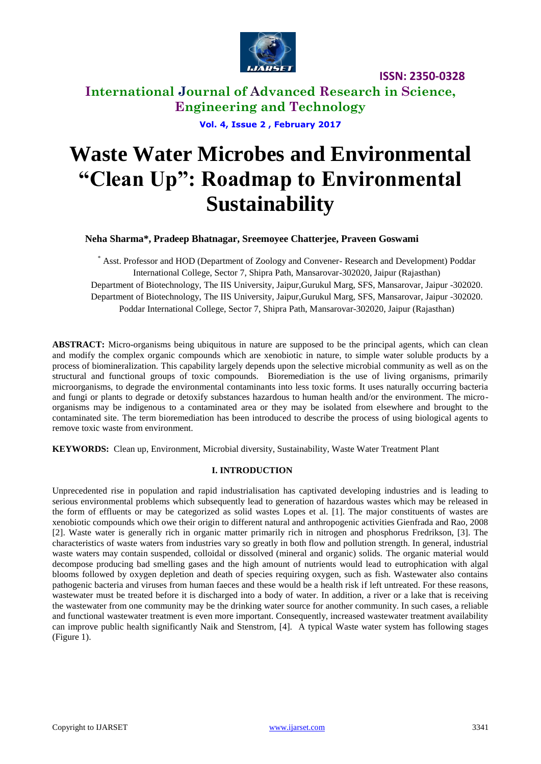# Waste Water Microbes and Environmental "Clean Up": Roadmap to Environmental Sustainability

**Neha Sharma*, Pradeep Bhatnagar, Sreemoyee Chatterjee, Praveen Goswami**

[*] Asst. Professor and HOD (Department of Zoology and Convener- Research and Development) Poddar International College, Sector 7, Shipra Path, Mansarovar-302020, Jaipur (Rajasthan)

Department of Biotechnology, The IIS University, Jaipur,Gurukul Marg, SFS, Mansarovar, Jaipur -302020.

Department of Biotechnology, The IIS University, Jaipur,Gurukul Marg, SFS, Mansarovar, Jaipur -302020.

Poddar International College, Sector 7, Shipra Path, Mansarovar-302020, Jaipur (Rajasthan)

**ABSTRACT:** Micro-organisms being ubiquitous in nature are supposed to be the principal agents, which can clean and modify the complex organic compounds which are xenobiotic in nature, to simple water soluble products by a process of biomineralization. This capability largely depends upon the selective microbial community as well as on the structural and functional groups of toxic compounds. Bioremediation is the use of living organisms, primarily microorganisms, to degrade the environmental contaminants into less toxic forms. It uses naturally occurring bacteria and fungi or plants to degrade or detoxify substances hazardous to human health and/or the environment. The micro-organisms may be indigenous to a contaminated area or they may be isolated from elsewhere and brought to the contaminated site. The term bioremediation has been introduced to describe the process of using biological agents to remove toxic waste from environment.

**KEYWORDS:** Clean up, Environment, Microbial diversity, Sustainability, Waste Water Treatment Plant

## I. INTRODUCTION

Unprecedented rise in population and rapid industrialisation has captivated developing industries and is leading to serious environmental problems which subsequently lead to generation of hazardous wastes which may be released in the form of effluents or may be categorized as solid wastes Lopes et al. [1]. The major constituents of wastes are xenobiotic compounds which owe their origin to different natural and anthropogenic activities Gienfrada and Rao, 2008 [2]. Waste water is generally rich in organic matter primarily rich in nitrogen and phosphorus Fredrikson, [3]. The characteristics of waste waters from industries vary so greatly in both flow and pollution strength. In general, industrial waste waters may contain suspended, colloidal or dissolved (mineral and organic) solids. The organic material would decompose producing bad smelling gases and the high amount of nutrients would lead to eutrophication with algal blooms followed by oxygen depletion and death of species requiring oxygen, such as fish. Wastewater also contains pathogenic bacteria and viruses from human faeces and these would be a health risk if left untreated. For these reasons, wastewater must be treated before it is discharged into a body of water. In addition, a river or a lake that is receiving the wastewater from one community may be the drinking water source for another community. In such cases, a reliable and functional wastewater treatment is even more important. Consequently, increased wastewater treatment availability can improve public health significantly Naik and Stenstrom, [4]. A typical Waste water system has following stages (Figure 1).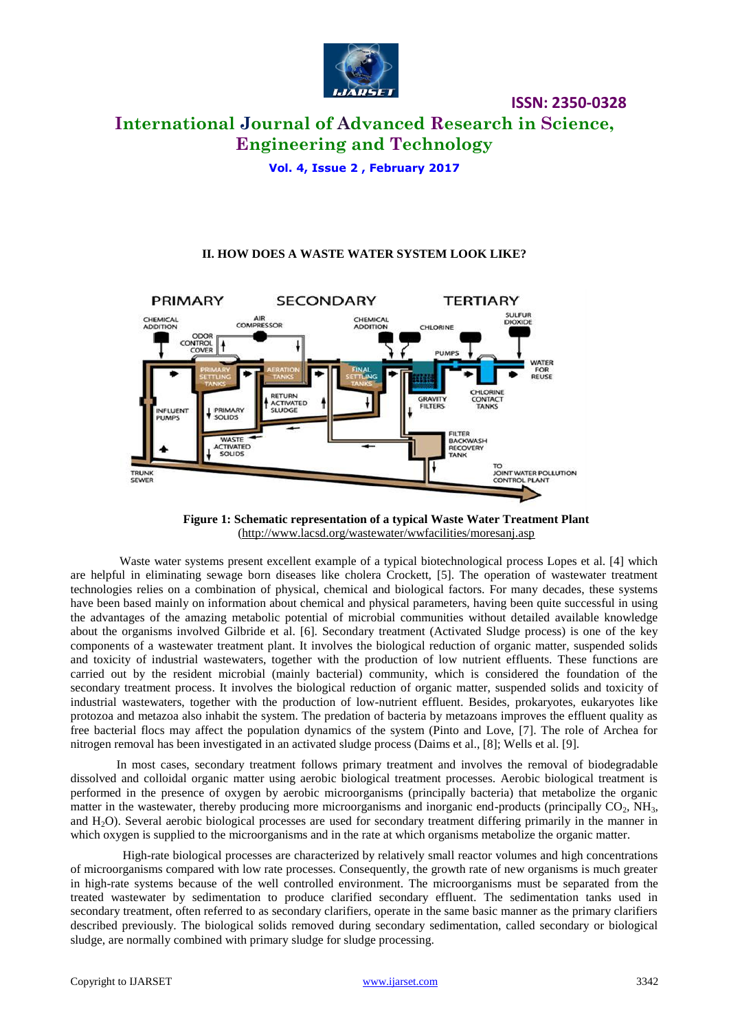## II. HOW DOES A WASTE WATER SYSTEM LOOK LIKE?

**Figure 1: Schematic representation of a typical Waste Water Treatment Plant**
(http://www.lacsd.org/wastewater/wwfacilities/moresanj.asp

Waste water systems present excellent example of a typical biotechnological process Lopes et al. [4] which are helpful in eliminating sewage born diseases like cholera Crockett, [5]. The operation of wastewater treatment technologies relies on a combination of physical, chemical and biological factors. For many decades, these systems have been based mainly on information about chemical and physical parameters, having been quite successful in using the advantages of the amazing metabolic potential of microbial communities without detailed available knowledge about the organisms involved Gilbride et al. [6]. Secondary treatment (Activated Sludge process) is one of the key components of a wastewater treatment plant. It involves the biological reduction of organic matter, suspended solids and toxicity of industrial wastewaters, together with the production of low nutrient effluents. These functions are carried out by the resident microbial (mainly bacterial) community, which is considered the foundation of the secondary treatment process. It involves the biological reduction of organic matter, suspended solids and toxicity of industrial wastewaters, together with the production of low-nutrient effluent. Besides, prokaryotes, eukaryotes like protozoa and metazoa also inhabit the system. The predation of bacteria by metazoans improves the effluent quality as free bacterial flocs may affect the population dynamics of the system (Pinto and Love, [7]. The role of Archea for nitrogen removal has been investigated in an activated sludge process (Daims et al., [8]; Wells et al. [9].

In most cases, secondary treatment follows primary treatment and involves the removal of biodegradable dissolved and colloidal organic matter using aerobic biological treatment processes. Aerobic biological treatment is performed in the presence of oxygen by aerobic microorganisms (principally bacteria) that metabolize the organic matter in the wastewater, thereby producing more microorganisms and inorganic end-products (principally $CO_2$, $NH_3$, and $H_2O$). Several aerobic biological processes are used for secondary treatment differing primarily in the manner in which oxygen is supplied to the microorganisms and in the rate at which organisms metabolize the organic matter.

High-rate biological processes are characterized by relatively small reactor volumes and high concentrations of microorganisms compared with low rate processes. Consequently, the growth rate of new organisms is much greater in high-rate systems because of the well controlled environment. The microorganisms must be separated from the treated wastewater by sedimentation to produce clarified secondary effluent. The sedimentation tanks used in secondary treatment, often referred to as secondary clarifiers, operate in the same basic manner as the primary clarifiers described previously. The biological solids removed during secondary sedimentation, called secondary or biological sludge, are normally combined with primary sludge for sludge processing.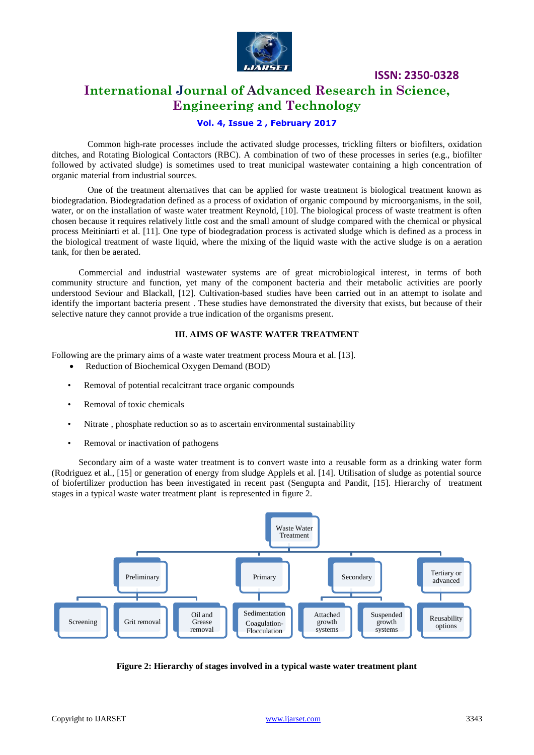Common high-rate processes include the activated sludge processes, trickling filters or biofilters, oxidation ditches, and Rotating Biological Contactors (RBC). A combination of two of these processes in series (e.g., biofilter followed by activated sludge) is sometimes used to treat municipal wastewater containing a high concentration of organic material from industrial sources.

One of the treatment alternatives that can be applied for waste treatment is biological treatment known as biodegradation. Biodegradation defined as a process of oxidation of organic compound by microorganisms, in the soil, water, or on the installation of waste water treatment Reynold, [10]. The biological process of waste treatment is often chosen because it requires relatively little cost and the small amount of sludge compared with the chemical or physical process Meitiniarti et al. [11]. One type of biodegradation process is activated sludge which is defined as a process in the biological treatment of waste liquid, where the mixing of the liquid waste with the active sludge is on a aeration tank, for then be aerated.

Commercial and industrial wastewater systems are of great microbiological interest, in terms of both community structure and function, yet many of the component bacteria and their metabolic activities are poorly understood Seviour and Blackall, [12]. Cultivation-based studies have been carried out in an attempt to isolate and identify the important bacteria present . These studies have demonstrated the diversity that exists, but because of their selective nature they cannot provide a true indication of the organisms present.

## III. AIMS OF WASTE WATER TREATMENT

Following are the primary aims of a waste water treatment process Moura et al. [13].

- Reduction of Biochemical Oxygen Demand (BOD)
- Removal of potential recalcitrant trace organic compounds
- Removal of toxic chemicals
- Nitrate , phosphate reduction so as to ascertain environmental sustainability
- Removal or inactivation of pathogens

Secondary aim of a waste water treatment is to convert waste into a reusable form as a drinking water form (Rodriguez et al., [15] or generation of energy from sludge Applels et al. [14]. Utilisation of sludge as potential source of biofertilizer production has been investigated in recent past (Sengupta and Pandit, [15]. Hierarchy of treatment stages in a typical waste water treatment plant is represented in figure 2.

- Waste Water Treatment
  - Preliminary
    - Screening
    - Grit removal
    - Oil and Grease removal
  - Primary
    - Sedimentation Coagulation-Flocculation
  - Secondary
    - Attached growth systems
    - Suspended growth systems
  - Tertiary or advanced
    - Reusability options

**Figure 2: Hierarchy of stages involved in a typical waste water treatment plant**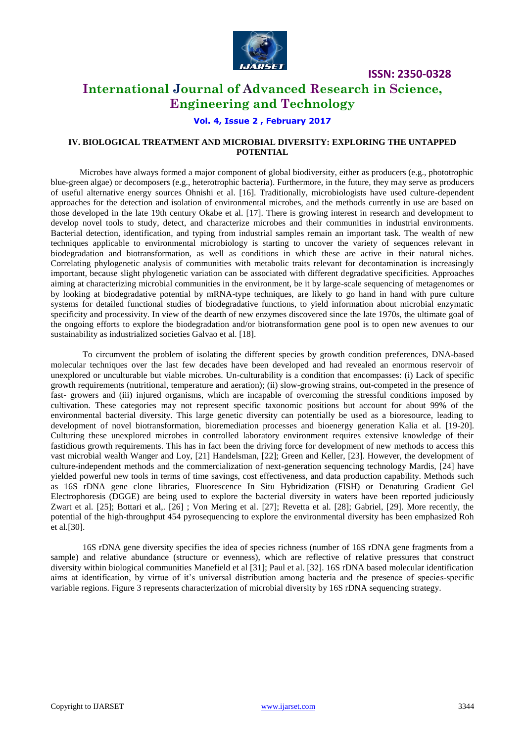### IV. BIOLOGICAL TREATMENT AND MICROBIAL DIVERSITY: EXPLORING THE UNTAPPED POTENTIAL

Microbes have always formed a major component of global biodiversity, either as producers (e.g., phototrophic blue-green algae) or decomposers (e.g., heterotrophic bacteria). Furthermore, in the future, they may serve as producers of useful alternative energy sources Ohnishi et al. [16]. Traditionally, microbiologists have used culture-dependent approaches for the detection and isolation of environmental microbes, and the methods currently in use are based on those developed in the late 19th century Okabe et al. [17]. There is growing interest in research and development to develop novel tools to study, detect, and characterize microbes and their communities in industrial environments. Bacterial detection, identification, and typing from industrial samples remain an important task. The wealth of new techniques applicable to environmental microbiology is starting to uncover the variety of sequences relevant in biodegradation and biotransformation, as well as conditions in which these are active in their natural niches. Correlating phylogenetic analysis of communities with metabolic traits relevant for decontamination is increasingly important, because slight phylogenetic variation can be associated with different degradative specificities. Approaches aiming at characterizing microbial communities in the environment, be it by large-scale sequencing of metagenomes or by looking at biodegradative potential by mRNA-type techniques, are likely to go hand in hand with pure culture systems for detailed functional studies of biodegradative functions, to yield information about microbial enzymatic specificity and processivity. In view of the dearth of new enzymes discovered since the late 1970s, the ultimate goal of the ongoing efforts to explore the biodegradation and/or biotransformation gene pool is to open new avenues to our sustainability as industrialized societies Galvao et al. [18].

To circumvent the problem of isolating the different species by growth condition preferences, DNA-based molecular techniques over the last few decades have been developed and had revealed an enormous reservoir of unexplored or unculturable but viable microbes. Un-culturability is a condition that encompasses: (i) Lack of specific growth requirements (nutritional, temperature and aeration); (ii) slow-growing strains, out-competed in the presence of fast- growers and (iii) injured organisms, which are incapable of overcoming the stressful conditions imposed by cultivation. These categories may not represent specific taxonomic positions but account for about 99% of the environmental bacterial diversity. This large genetic diversity can potentially be used as a bioresource, leading to development of novel biotransformation, bioremediation processes and bioenergy generation Kalia et al. [19-20]. Culturing these unexplored microbes in controlled laboratory environment requires extensive knowledge of their fastidious growth requirements. This has in fact been the driving force for development of new methods to access this vast microbial wealth Wanger and Loy, [21] Handelsman, [22]; Green and Keller, [23]. However, the development of culture-independent methods and the commercialization of next-generation sequencing technology Mardis, [24] have yielded powerful new tools in terms of time savings, cost effectiveness, and data production capability. Methods such as 16S rDNA gene clone libraries, Fluorescence In Situ Hybridization (FISH) or Denaturing Gradient Gel Electrophoresis (DGGE) are being used to explore the bacterial diversity in waters have been reported judiciously Zwart et al. [25]; Bottari et al,. [26] ; Von Mering et al. [27]; Revetta et al. [28]; Gabriel, [29]. More recently, the potential of the high-throughput 454 pyrosequencing to explore the environmental diversity has been emphasized Roh et al.[30].

16S rDNA gene diversity specifies the idea of species richness (number of 16S rDNA gene fragments from a sample) and relative abundance (structure or evenness), which are reflective of relative pressures that construct diversity within biological communities Manefield et al [31]; Paul et al. [32]. 16S rDNA based molecular identification aims at identification, by virtue of it's universal distribution among bacteria and the presence of species-specific variable regions. Figure 3 represents characterization of microbial diversity by 16S rDNA sequencing strategy.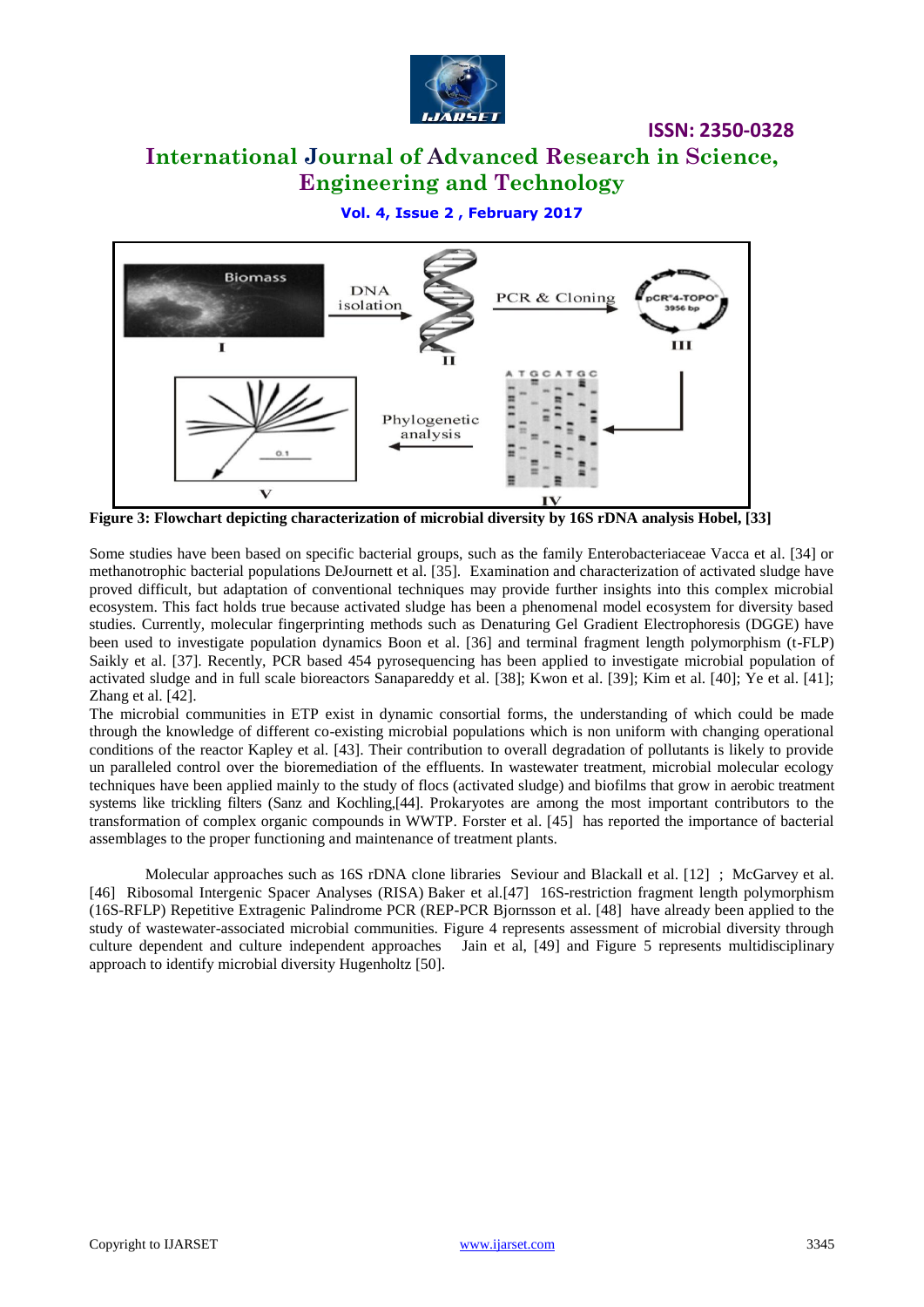**Figure 3: Flowchart depicting characterization of microbial diversity by 16S rDNA analysis Hobel, [33]**

Some studies have been based on specific bacterial groups, such as the family Enterobacteriaceae Vacca et al. [34] or methanotrophic bacterial populations DeJournett et al. [35]. Examination and characterization of activated sludge have proved difficult, but adaptation of conventional techniques may provide further insights into this complex microbial ecosystem. This fact holds true because activated sludge has been a phenomenal model ecosystem for diversity based studies. Currently, molecular fingerprinting methods such as Denaturing Gel Gradient Electrophoresis (DGGE) have been used to investigate population dynamics Boon et al. [36] and terminal fragment length polymorphism (t-FLP) Saikly et al. [37]. Recently, PCR based 454 pyrosequencing has been applied to investigate microbial population of activated sludge and in full scale bioreactors Sanapareddy et al. [38]; Kwon et al. [39]; Kim et al. [40]; Ye et al. [41]; Zhang et al. [42].

The microbial communities in ETP exist in dynamic consortial forms, the understanding of which could be made through the knowledge of different co-existing microbial populations which is non uniform with changing operational conditions of the reactor Kapley et al. [43]. Their contribution to overall degradation of pollutants is likely to provide un paralleled control over the bioremediation of the effluents. In wastewater treatment, microbial molecular ecology techniques have been applied mainly to the study of flocs (activated sludge) and biofilms that grow in aerobic treatment systems like trickling filters (Sanz and Kochling,[44]. Prokaryotes are among the most important contributors to the transformation of complex organic compounds in WWTP. Forster et al. [45] has reported the importance of bacterial assemblages to the proper functioning and maintenance of treatment plants.

Molecular approaches such as 16S rDNA clone libraries Seviour and Blackall et al. [12] ; McGarvey et al. [46] Ribosomal Intergenic Spacer Analyses (RISA) Baker et al.[47] 16S-restriction fragment length polymorphism (16S-RFLP) Repetitive Extragenic Palindrome PCR (REP-PCR Bjornsson et al. [48] have already been applied to the study of wastewater-associated microbial communities. Figure 4 represents assessment of microbial diversity through culture dependent and culture independent approaches Jain et al, [49] and Figure 5 represents multidisciplinary approach to identify microbial diversity Hugenholtz [50].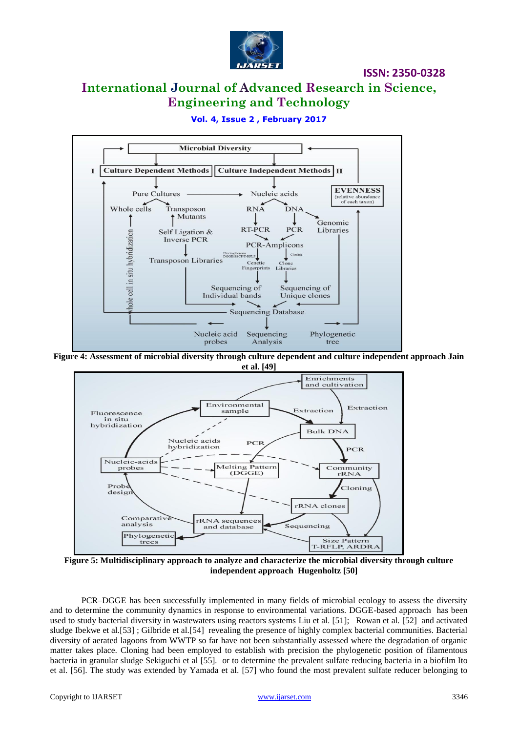**Figure 4: Assessment of microbial diversity through culture dependent and culture independent approach Jain et al. [49]**

**Figure 5: Multidisciplinary approach to analyze and characterize the microbial diversity through culture independent approach Hugenholtz [50]**

PCR–DGGE has been successfully implemented in many fields of microbial ecology to assess the diversity and to determine the community dynamics in response to environmental variations. DGGE-based approach has been used to study bacterial diversity in wastewaters using reactors systems Liu et al. [51]; Rowan et al. [52] and activated sludge Ibekwe et al.[53] ; Gilbride et al.[54] revealing the presence of highly complex bacterial communities. Bacterial diversity of aerated lagoons from WWTP so far have not been substantially assessed where the degradation of organic matter takes place. Cloning had been employed to establish with precision the phylogenetic position of filamentous bacteria in granular sludge Sekiguchi et al [55]. or to determine the prevalent sulfate reducing bacteria in a biofilm Ito et al. [56]. The study was extended by Yamada et al. [57] who found the most prevalent sulfate reducer belonging to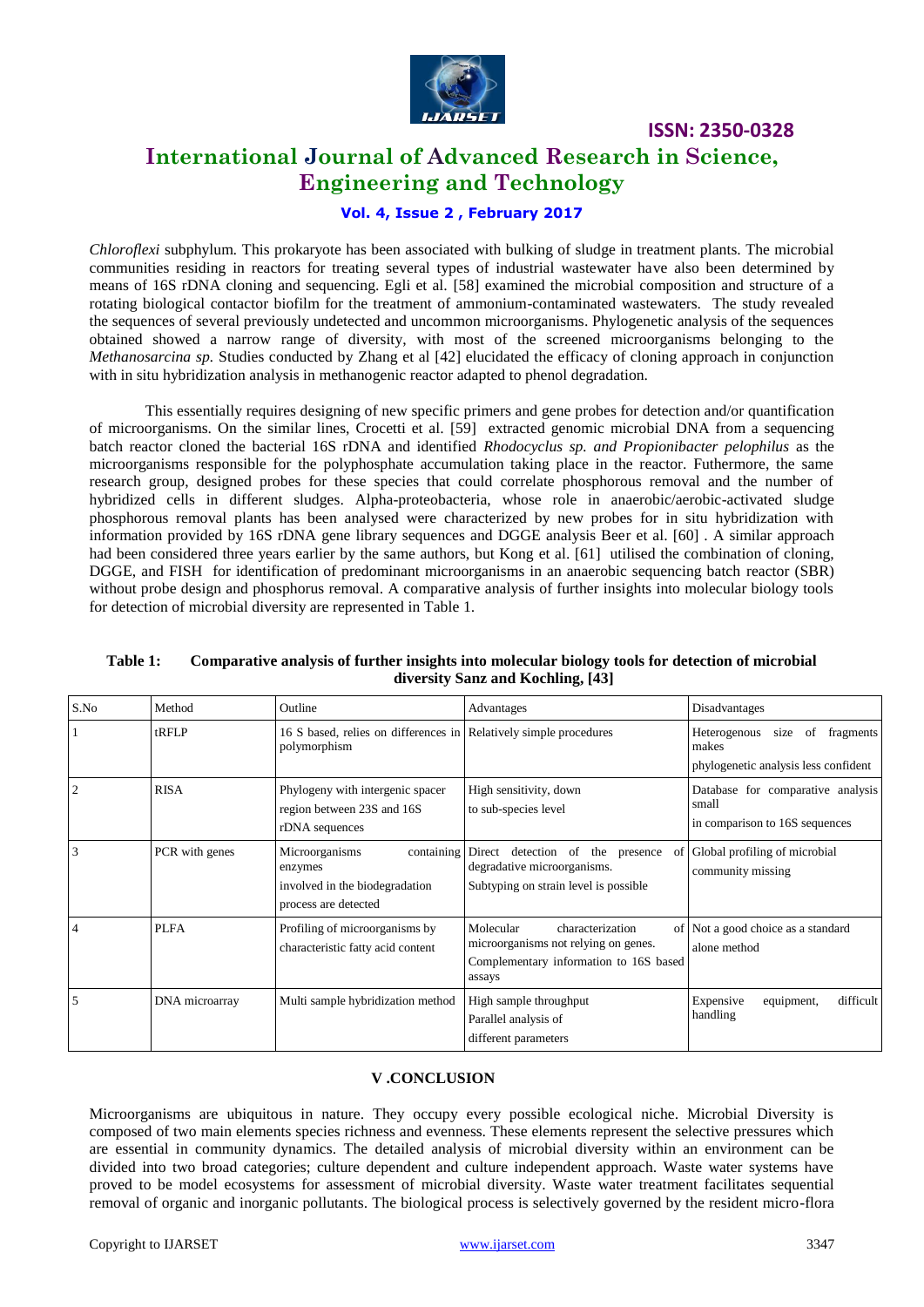*Chloroflexi* subphylum. This prokaryote has been associated with bulking of sludge in treatment plants. The microbial communities residing in reactors for treating several types of industrial wastewater have also been determined by means of 16S rDNA cloning and sequencing. Egli et al. [58] examined the microbial composition and structure of a rotating biological contactor biofilm for the treatment of ammonium-contaminated wastewaters. The study revealed the sequences of several previously undetected and uncommon microorganisms. Phylogenetic analysis of the sequences obtained showed a narrow range of diversity, with most of the screened microorganisms belonging to the *Methanosarcina sp.* Studies conducted by Zhang et al [42] elucidated the efficacy of cloning approach in conjunction with in situ hybridization analysis in methanogenic reactor adapted to phenol degradation.

This essentially requires designing of new specific primers and gene probes for detection and/or quantification of microorganisms. On the similar lines, Crocetti et al. [59] extracted genomic microbial DNA from a sequencing batch reactor cloned the bacterial 16S rDNA and identified *Rhodocyclus sp. and Propionibacter pelophilus* as the microorganisms responsible for the polyphosphate accumulation taking place in the reactor. Futhermore, the same research group, designed probes for these species that could correlate phosphorous removal and the number of hybridized cells in different sludges. Alpha-proteobacteria, whose role in anaerobic/aerobic-activated sludge phosphorous removal plants has been analysed were characterized by new probes for in situ hybridization with information provided by 16S rDNA gene library sequences and DGGE analysis Beer et al. [60] . A similar approach had been considered three years earlier by the same authors, but Kong et al. [61] utilised the combination of cloning, DGGE, and FISH for identification of predominant microorganisms in an anaerobic sequencing batch reactor (SBR) without probe design and phosphorus removal. A comparative analysis of further insights into molecular biology tools for detection of microbial diversity are represented in Table 1.

**Table 1: Comparative analysis of further insights into molecular biology tools for detection of microbial diversity Sanz and Kochling, [43]**

| S.No | Method | Outline | Advantages | Disadvantages |
|---|---|---|---|---|
| 1 | tRFLP | 16 S based, relies on differences in polymorphism | Relatively simple procedures | Heterogenous size of fragments makes phylogenetic analysis less confident |
| 2 | RISA | Phylogeny with intergenic spacer region between 23S and 16S rDNA sequences | High sensitivity, down to sub-species level | Database for comparative analysis small in comparison to 16S sequences |
| 3 | PCR with genes | Microorganisms containing enzymes involved in the biodegradation process are detected | Direct detection of the presence of degradative microorganisms. Subtyping on strain level is possible | Global profiling of microbial community missing |
| 4 | PLFA | Profiling of microorganisms by characteristic fatty acid content | Molecular characterization of microorganisms not relying on genes. Complementary information to 16S based assays | Not a good choice as a standard alone method |
| 5 | DNA microarray | Multi sample hybridization method | High sample throughput Parallel analysis of different parameters | Expensive equipment, difficult handling |

## V .CONCLUSION

Microorganisms are ubiquitous in nature. They occupy every possible ecological niche. Microbial Diversity is composed of two main elements species richness and evenness. These elements represent the selective pressures which are essential in community dynamics. The detailed analysis of microbial diversity within an environment can be divided into two broad categories; culture dependent and culture independent approach. Waste water systems have proved to be model ecosystems for assessment of microbial diversity. Waste water treatment facilitates sequential removal of organic and inorganic pollutants. The biological process is selectively governed by the resident micro-flora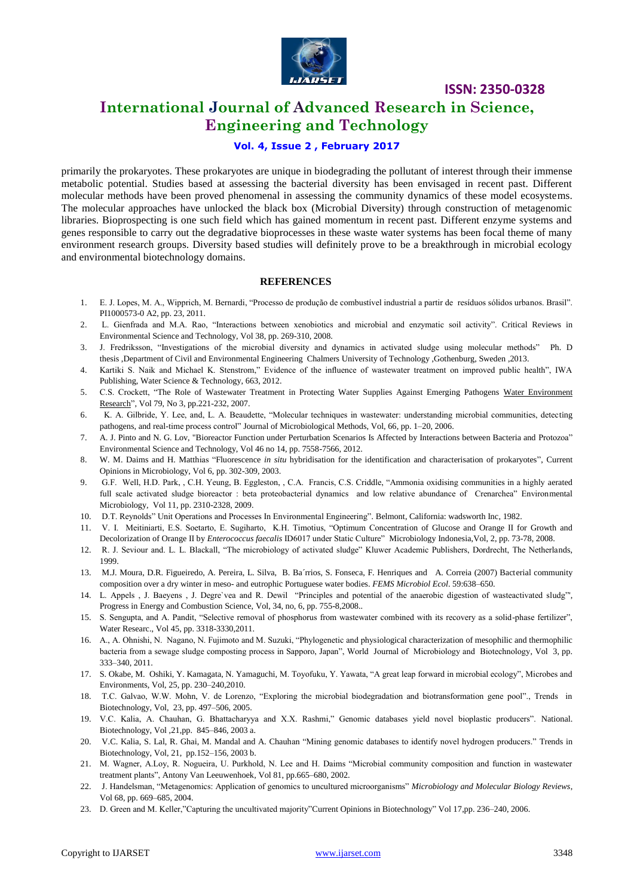primarily the prokaryotes. These prokaryotes are unique in biodegrading the pollutant of interest through their immense metabolic potential. Studies based at assessing the bacterial diversity has been envisaged in recent past. Different molecular methods have been proved phenomenal in assessing the community dynamics of these model ecosystems. The molecular approaches have unlocked the black box (Microbial Diversity) through construction of metagenomic libraries. Bioprospecting is one such field which has gained momentum in recent past. Different enzyme systems and genes responsible to carry out the degradative bioprocesses in these waste water systems has been focal theme of many environment research groups. Diversity based studies will definitely prove to be a breakthrough in microbial ecology and environmental biotechnology domains.

## REFERENCES

1. E. J. Lopes, M. A., Wipprich, M. Bernardi, "Processo de produção de combustível industrial a partir de resíduos sólidos urbanos. Brasil". PI1000573-0 A2, pp. 23, 2011.
2. L. Gienfrada and M.A. Rao, "Interactions between xenobiotics and microbial and enzymatic soil activity". Critical Reviews in Environmental Science and Technology, Vol 38, pp. 269-310, 2008.
3. J. Fredriksson, "Investigations of the microbial diversity and dynamics in activated sludge using molecular methods" Ph. D thesis ,Department of Civil and Environmental Engineering Chalmers University of Technology ,Gothenburg, Sweden ,2013.
4. Kartiki S. Naik and Michael K. Stenstrom," Evidence of the influence of wastewater treatment on improved public health", IWA Publishing, Water Science & Technology, 663, 2012.
5. C.S. Crockett, "The Role of Wastewater Treatment in Protecting Water Supplies Against Emerging Pathogens Water Environment Research", Vol 79, No 3, pp.221-232, 2007.
6. K. A. Gilbride, Y. Lee, and, L. A. Beaudette, "Molecular techniques in wastewater: understanding microbial communities, detecting pathogens, and real-time process control" Journal of Microbiological Methods, Vol, 66, pp. 1–20, 2006.
7. A. J. Pinto and N. G. Lov, "Bioreactor Function under Perturbation Scenarios Is Affected by Interactions between Bacteria and Protozoa" Environmental Science and Technology, Vol 46 no 14, pp. 7558-7566, 2012.
8. W. M. Daims and H. Matthias "Fluorescence *in situ* hybridisation for the identification and characterisation of prokaryotes", Current Opinions in Microbiology, Vol 6, pp. 302-309, 2003.
9. G.F. Well, H.D. Park, , C.H. Yeung, B. Eggleston, , C.A. Francis, C.S. Criddle, "Ammonia oxidising communities in a highly aerated full scale activated sludge bioreactor : beta proteobacterial dynamics and low relative abundance of Crenarchea" Environmental Microbiology, Vol 11, pp. 2310-2328, 2009.
10. D.T. Reynolds" Unit Operations and Processes In Environmental Engineering". Belmont, California: wadsworth Inc, 1982.
11. V. I. Meitiniarti, E.S. Soetarto, E. Sugiharto, K.H. Timotius, "Optimum Concentration of Glucose and Orange II for Growth and Decolorization of Orange II by *Enterococcus faecalis* ID6017 under Static Culture" Microbiology Indonesia,Vol, 2, pp. 73-78, 2008.
12. R. J. Seviour and. L. L. Blackall, "The microbiology of activated sludge" Kluwer Academic Publishers, Dordrecht, The Netherlands, 1999.
13. M.J. Moura, D.R. Figueiredo, A. Pereira, L. Silva, B. Ba´rrios, S. Fonseca, F. Henriques and A. Correia (2007) Bacterial community composition over a dry winter in meso- and eutrophic Portuguese water bodies. *FEMS Microbiol Ecol*. 59:638–650.
14. L. Appels , J. Baeyens , J. Degre`vea and R. Dewil "Principles and potential of the anaerobic digestion of wasteactivated sludg"', Progress in Energy and Combustion Science, Vol, 34, no, 6, pp. 755-8,2008..
15. S. Sengupta, and A. Pandit, "Selective removal of phosphorus from wastewater combined with its recovery as a solid-phase fertilizer", Water Researc., Vol 45, pp. 3318-3330,2011.
16. A., A. Ohnishi, N. Nagano, N. Fujimoto and M. Suzuki, "Phylogenetic and physiological characterization of mesophilic and thermophilic bacteria from a sewage sludge composting process in Sapporo, Japan", World Journal of Microbiology and Biotechnology, Vol 3, pp. 333–340, 2011.
17. S. Okabe, M. Oshiki, Y. Kamagata, N. Yamaguchi, M. Toyofuku, Y. Yawata, "A great leap forward in microbial ecology", Microbes and Environments, Vol, 25, pp. 230–240,2010.
18. T.C. Galvao, W.W. Mohn, V. de Lorenzo, "Exploring the microbial biodegradation and biotransformation gene pool"., Trends in Biotechnology, Vol, 23, pp. 497–506, 2005.
19. V.C. Kalia, A. Chauhan, G. Bhattacharyya and X.X. Rashmi," Genomic databases yield novel bioplastic producers". National. Biotechnology, Vol ,21,pp. 845–846, 2003 a.
20. V.C. Kalia, S. Lal, R. Ghai, M. Mandal and A. Chauhan "Mining genomic databases to identify novel hydrogen producers." Trends in Biotechnology, Vol, 21, pp.152–156, 2003 b.
21. M. Wagner, A.Loy, R. Nogueira, U. Purkhold, N. Lee and H. Daims "Microbial community composition and function in wastewater treatment plants", Antony Van Leeuwenhoek, Vol 81, pp.665–680, 2002.
22. J. Handelsman, "Metagenomics: Application of genomics to uncultured microorganisms" *Microbiology and Molecular Biology Reviews*, Vol 68, pp. 669–685, 2004.
23. D. Green and M. Keller,"Capturing the uncultivated majority"Current Opinions in Biotechnology" Vol 17,pp. 236–240, 2006.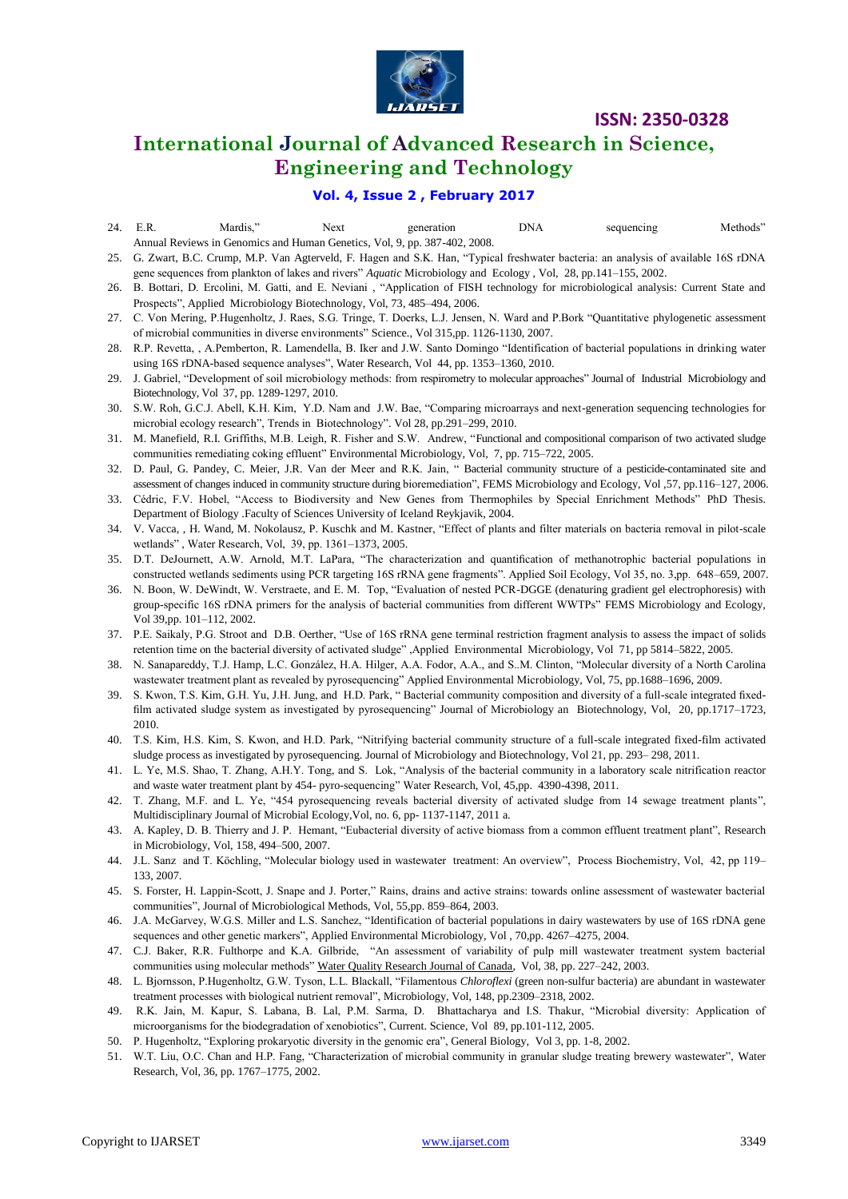24. E.R. Mardis," Next generation DNA sequencing Methods" Annual Reviews in Genomics and Human Genetics, Vol, 9, pp. 387-402, 2008.
25. G. Zwart, B.C. Crump, M.P. Van Agterveld, F. Hagen and S.K. Han, "Typical freshwater bacteria: an analysis of available 16S rDNA gene sequences from plankton of lakes and rivers" *Aquatic* Microbiology and Ecology , Vol, 28, pp.141–155, 2002.
26. B. Bottari, D. Ercolini, M. Gatti, and E. Neviani , "Application of FISH technology for microbiological analysis: Current State and Prospects", Applied Microbiology Biotechnology, Vol, 73, 485–494, 2006.
27. C. Von Mering, P.Hugenholtz, J. Raes, S.G. Tringe, T. Doerks, L.J. Jensen, N. Ward and P.Bork "Quantitative phylogenetic assessment of microbial communities in diverse environments" Science., Vol 315,pp. 1126-1130, 2007.
28. R.P. Revetta, , A.Pemberton, R. Lamendella, B. Iker and J.W. Santo Domingo "Identification of bacterial populations in drinking water using 16S rRNA-based sequence analyses", Water Research, Vol 44, pp. 1353–1360, 2010.
29. J. Gabriel, "Development of soil microbiology methods: from respirometry to molecular approaches" Journal of Industrial Microbiology and Biotechnology, Vol 37, pp. 1289-1297, 2010.
30. S.W. Roh, G.C.J. Abell, K.H. Kim, Y.D. Nam and J.W. Bae, "Comparing microarrays and next-generation sequencing technologies for microbial ecology research", Trends in Biotechnology". Vol 28, pp.291–299, 2010.
31. M. Manefield, R.I. Griffiths, M.B. Leigh, R. Fisher and S.W. Andrew, "Functional and compositional comparison of two activated sludge communities remediating coking effluent" Environmental Microbiology, Vol, 7, pp. 715–722, 2005.
32. D. Paul, G. Pandey, C. Meier, J.R. Van der Meer and R.K. Jain, " Bacterial community structure of a pesticide-contaminated site and assessment of changes induced in community structure during bioremediation", FEMS Microbiology and Ecology, Vol ,57, pp.116–127, 2006.
33. Cédric, F.V. Hobel, "Access to Biodiversity and New Genes from Thermophiles by Special Enrichment Methods" PhD Thesis. Department of Biology .Faculty of Sciences University of Iceland Reykjavik, 2004.
34. V. Vacca, , H. Wand, M. Nokolausz, P. Kuschk and M. Kastner, "Effect of plants and filter materials on bacteria removal in pilot-scale wetlands" , Water Research, Vol, 39, pp. 1361–1373, 2005.
35. D.T. DeJournett, A.W. Arnold, M.T. LaPara, "The characterization and quantification of methanotrophic bacterial populations in constructed wetlands sediments using PCR targeting 16S rRNA gene fragments". Applied Soil Ecology, Vol 35, no. 3,pp. 648–659, 2007.
36. N. Boon, W. DeWindt, W. Verstraete, and E. M. Top, "Evaluation of nested PCR-DGGE (denaturing gradient gel electrophoresis) with group-specific 16S rDNA primers for the analysis of bacterial communities from different WWTPs" FEMS Microbiology and Ecology, Vol 39,pp. 101–112, 2002.
37. P.E. Saikaly, P.G. Stroot and D.B. Oerther, "Use of 16S rRNA gene terminal restriction fragment analysis to assess the impact of solids retention time on the bacterial diversity of activated sludge" ,Applied Environmental Microbiology, Vol 71, pp 5814–5822, 2005.
38. N. Sanapareddy, T.J. Hamp, L.C. González, H.A. Hilger, A.A. Fodor, A.A., and S..M. Clinton, "Molecular diversity of a North Carolina wastewater treatment plant as revealed by pyrosequencing" Applied Environmental Microbiology, Vol, 75, pp.1688–1696, 2009.
39. S. Kwon, T.S. Kim, G.H. Yu, J.H. Jung, and H.D. Park, " Bacterial community composition and diversity of a full-scale integrated fixed-film activated sludge system as investigated by pyrosequencing" Journal of Microbiology an Biotechnology, Vol, 20, pp.1717–1723, 2010.
40. T.S. Kim, H.S. Kim, S. Kwon, and H.D. Park, "Nitrifying bacterial community structure of a full-scale integrated fixed-film activated sludge process as investigated by pyrosequencing. Journal of Microbiology and Biotechnology, Vol 21, pp. 293– 298, 2011.
41. L. Ye, M.S. Shao, T. Zhang, A.H.Y. Tong, and S. Lok, "Analysis of the bacterial community in a laboratory scale nitrification reactor and waste water treatment plant by 454- pyro-sequencing" Water Research, Vol, 45,pp. 4390-4398, 2011.
42. T. Zhang, M.F. and L. Ye, "454 pyrosequencing reveals bacterial diversity of activated sludge from 14 sewage treatment plants", Multidisciplinary Journal of Microbial Ecology,Vol, no. 6, pp- 1137-1147, 2011 a.
43. A. Kapley, D. B. Thierry and J. P. Hemant, "Eubacterial diversity of active biomass from a common effluent treatment plant", Research in Microbiology, Vol, 158, 494–500, 2007.
44. J.L. Sanz and T. Köchling, "Molecular biology used in wastewater treatment: An overview", Process Biochemistry, Vol, 42, pp 119–133, 2007.
45. S. Forster, H. Lappin-Scott, J. Snape and J. Porter," Rains, drains and active strains: towards online assessment of wastewater bacterial communities", Journal of Microbiological Methods, Vol, 55,pp. 859–864, 2003.
46. J.A. McGarvey, W.G.S. Miller and L.S. Sanchez, "Identification of bacterial populations in dairy wastewaters by use of 16S rDNA gene sequences and other genetic markers", Applied Environmental Microbiology, Vol , 70,pp. 4267–4275, 2004.
47. C.J. Baker, R.R. Fulthorpe and K.A. Gilbride, "An assessment of variability of pulp mill wastewater treatment system bacterial communities using molecular methods" Water Quality Research Journal of Canada, Vol, 38, pp. 227–242, 2003.
48. L. Bjornsson, P.Hugenholtz, G.W. Tyson, L.L. Blackall, "Filamentous *Chloroflexi* (green non-sulfur bacteria) are abundant in wastewater treatment processes with biological nutrient removal", Microbiology, Vol, 148, pp.2309–2318, 2002.
49. R.K. Jain, M. Kapur, S. Labana, B. Lal, P.M. Sarma, D. Bhattacharya and I.S. Thakur, "Microbial diversity: Application of microorganisms for the biodegradation of xenobiotics", Current. Science, Vol 89, pp.101-112, 2005.
50. P. Hugenholtz, "Exploring prokaryotic diversity in the genomic era", General Biology, Vol 3, pp. 1-8, 2002.
51. W.T. Liu, O.C. Chan and H.P. Fang, "Characterization of microbial community in granular sludge treating brewery wastewater", Water Research, Vol, 36, pp. 1767–1775, 2002.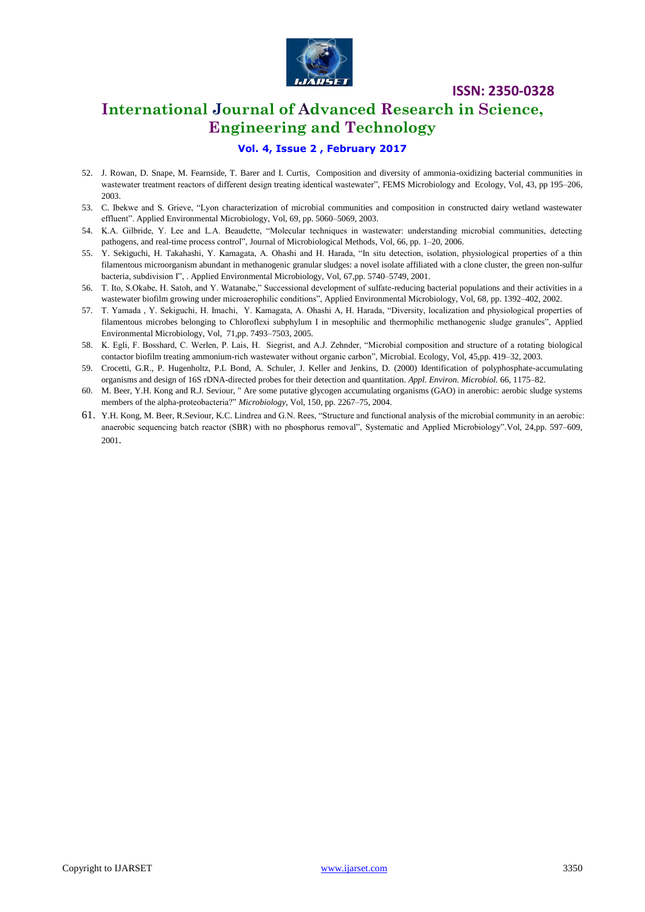52. J. Rowan, D. Snape, M. Fearnside, T. Barer and I. Curtis, Composition and diversity of ammonia-oxidizing bacterial communities in wastewater treatment reactors of different design treating identical wastewater", FEMS Microbiology and Ecology, Vol, 43, pp 195–206, 2003.
53. C. Ibekwe and S. Grieve, "Lyon characterization of microbial communities and composition in constructed dairy wetland wastewater effluent". Applied Environmental Microbiology, Vol, 69, pp. 5060–5069, 2003.
54. K.A. Gilbride, Y. Lee and L.A. Beaudette, "Molecular techniques in wastewater: understanding microbial communities, detecting pathogens, and real-time process control", Journal of Microbiological Methods, Vol, 66, pp. 1–20, 2006.
55. Y. Sekiguchi, H. Takahashi, Y. Kamagata, A. Ohashi and H. Harada, "In situ detection, isolation, physiological properties of a thin filamentous microorganism abundant in methanogenic granular sludges: a novel isolate affiliated with a clone cluster, the green non-sulfur bacteria, subdivision I", . Applied Environmental Microbiology, Vol, 67,pp. 5740–5749, 2001.
56. T. Ito, S.Okabe, H. Satoh, and Y. Watanabe," Successional development of sulfate-reducing bacterial populations and their activities in a wastewater biofilm growing under microaerophilic conditions", Applied Environmental Microbiology, Vol, 68, pp. 1392–402, 2002.
57. T. Yamada , Y. Sekiguchi, H. Imachi, Y. Kamagata, A. Ohashi A, H. Harada, "Diversity, localization and physiological properties of filamentous microbes belonging to Chloroflexi subphylum I in mesophilic and thermophilic methanogenic sludge granules", Applied Environmental Microbiology, Vol, 71,pp. 7493–7503, 2005.
58. K. Egli, F. Bosshard, C. Werlen, P. Lais, H. Siegrist, and A.J. Zehnder, "Microbial composition and structure of a rotating biological contactor biofilm treating ammonium-rich wastewater without organic carbon", Microbial. Ecology, Vol, 45,pp. 419–32, 2003.
59. Crocetti, G.R., P. Hugenholtz, P.L Bond, A. Schuler, J. Keller and Jenkins, D. (2000) Identification of polyphosphate-accumulating organisms and design of 16S rDNA-directed probes for their detection and quantitation. *Appl. Environ. Microbiol.* 66, 1175–82.
60. M. Beer, Y.H. Kong and R.J. Seviour, " Are some putative glycogen accumulating organisms (GAO) in anerobic: aerobic sludge systems members of the alpha-proteobacteria?" *Microbiology*, Vol, 150, pp. 2267–75, 2004.
61. Y.H. Kong, M. Beer, R.Seviour, K.C. Lindrea and G.N. Rees, "Structure and functional analysis of the microbial community in an aerobic: anaerobic sequencing batch reactor (SBR) with no phosphorus removal", Systematic and Applied Microbiology".Vol, 24,pp. 597–609, 2001.